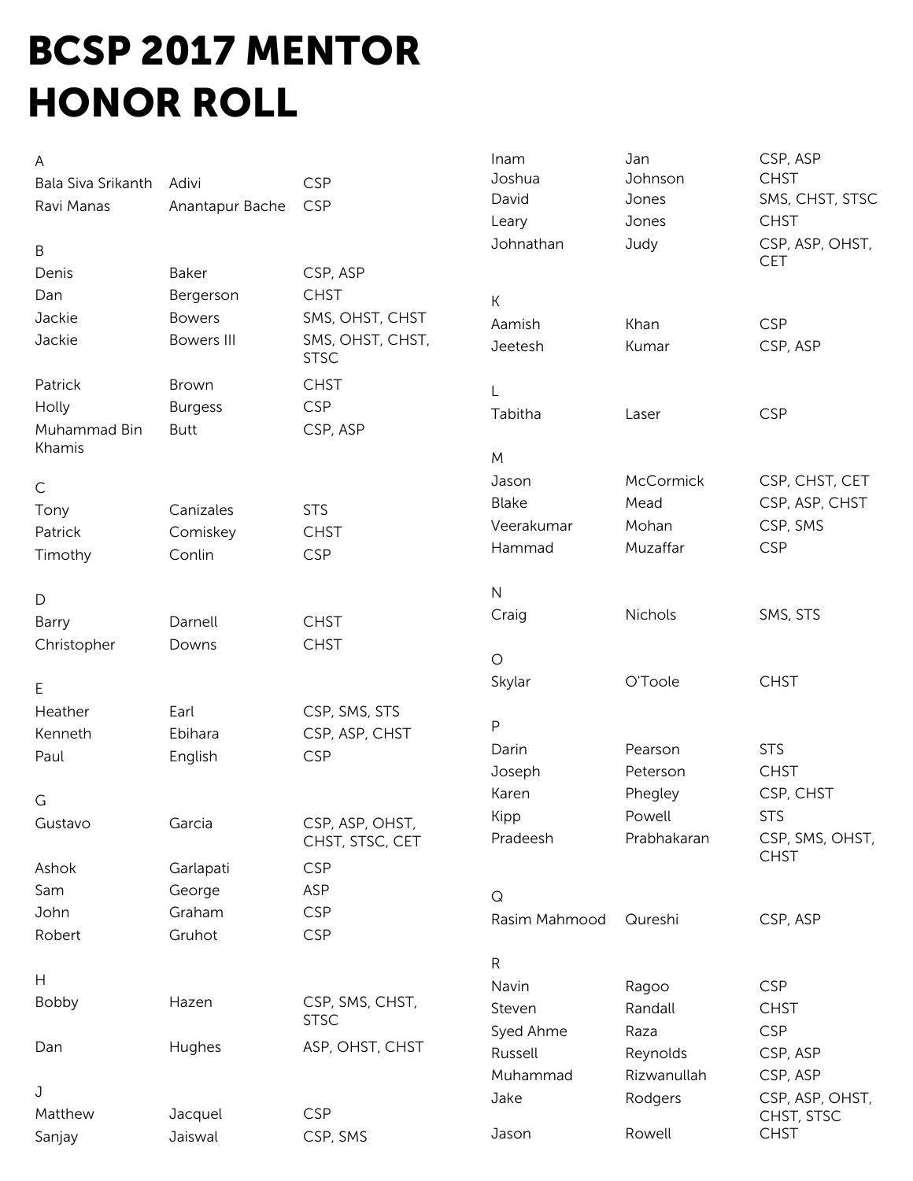# BCSP 2017 MENTOR HONOR ROLL

A

| | | |
|---|---|---|
| Bala Siva Srikanth | Adivi | CSP |
| Ravi Manas | Anantapur Bache | CSP |

B

| | | |
|---|---|---|
| Denis | Baker | CSP, ASP |
| Dan | Bergerson | CHST |
| Jackie | Bowers | SMS, OHST, CHST |
| Jackie | Bowers III | SMS, OHST, CHST, STSC |
| Patrick | Brown | CHST |
| Holly | Burgess | CSP |
| Muhammad Bin Khamis | Butt | CSP, ASP |

C

| | | |
|---|---|---|
| Tony | Canizales | STS |
| Patrick | Comiskey | CHST |
| Timothy | Conlin | CSP |

D

| | | |
|---|---|---|
| Barry | Darnell | CHST |
| Christopher | Downs | CHST |

E

| | | |
|---|---|---|
| Heather | Earl | CSP, SMS, STS |
| Kenneth | Ebihara | CSP, ASP, CHST |
| Paul | English | CSP |

G

| | | |
|---|---|---|
| Gustavo | Garcia | CSP, ASP, OHST, CHST, STSC, CET |
| Ashok | Garlapati | CSP |
| Sam | George | ASP |
| John | Graham | CSP |
| Robert | Gruhot | CSP |

H

| | | |
|---|---|---|
| Bobby | Hazen | CSP, SMS, CHST, STSC |
| Dan | Hughes | ASP, OHST, CHST |

J

| | | |
|---|---|---|
| Matthew | Jacquel | CSP |
| Sanjay | Jaiswal | CSP, SMS |
| Inam | Jan | CSP, ASP |
| Joshua | Johnson | CHST |
| David | Jones | SMS, CHST, STSC |
| Leary | Jones | CHST |
| Johnathan | Judy | CSP, ASP, OHST, CET |

K

| | | |
|---|---|---|
| Aamish | Khan | CSP |
| Jeetesh | Kumar | CSP, ASP |

L

| | | |
|---|---|---|
| Tabitha | Laser | CSP |

M

| | | |
|---|---|---|
| Jason | McCormick | CSP, CHST, CET |
| Blake | Mead | CSP, ASP, CHST |
| Veerakumar | Mohan | CSP, SMS |
| Hammad | Muzaffar | CSP |

N

| | | |
|---|---|---|
| Craig | Nichols | SMS, STS |

O

| | | |
|---|---|---|
| Skylar | O'Toole | CHST |

P

| | | |
|---|---|---|
| Darin | Pearson | STS |
| Joseph | Peterson | CHST |
| Karen | Phegley | CSP, CHST |
| Kipp | Powell | STS |
| Pradeesh | Prabhakaran | CSP, SMS, OHST, CHST |

Q

| | | |
|---|---|---|
| Rasim Mahmood | Qureshi | CSP, ASP |

R

| | | |
|---|---|---|
| Navin | Ragoo | CSP |
| Steven | Randall | CHST |
| Syed Ahme | Raza | CSP |
| Russell | Reynolds | CSP, ASP |
| Muhammad | Rizwanullah | CSP, ASP |
| Jake | Rodgers | CSP, ASP, OHST, CHST, STSC |
| Jason | Rowell | CHST |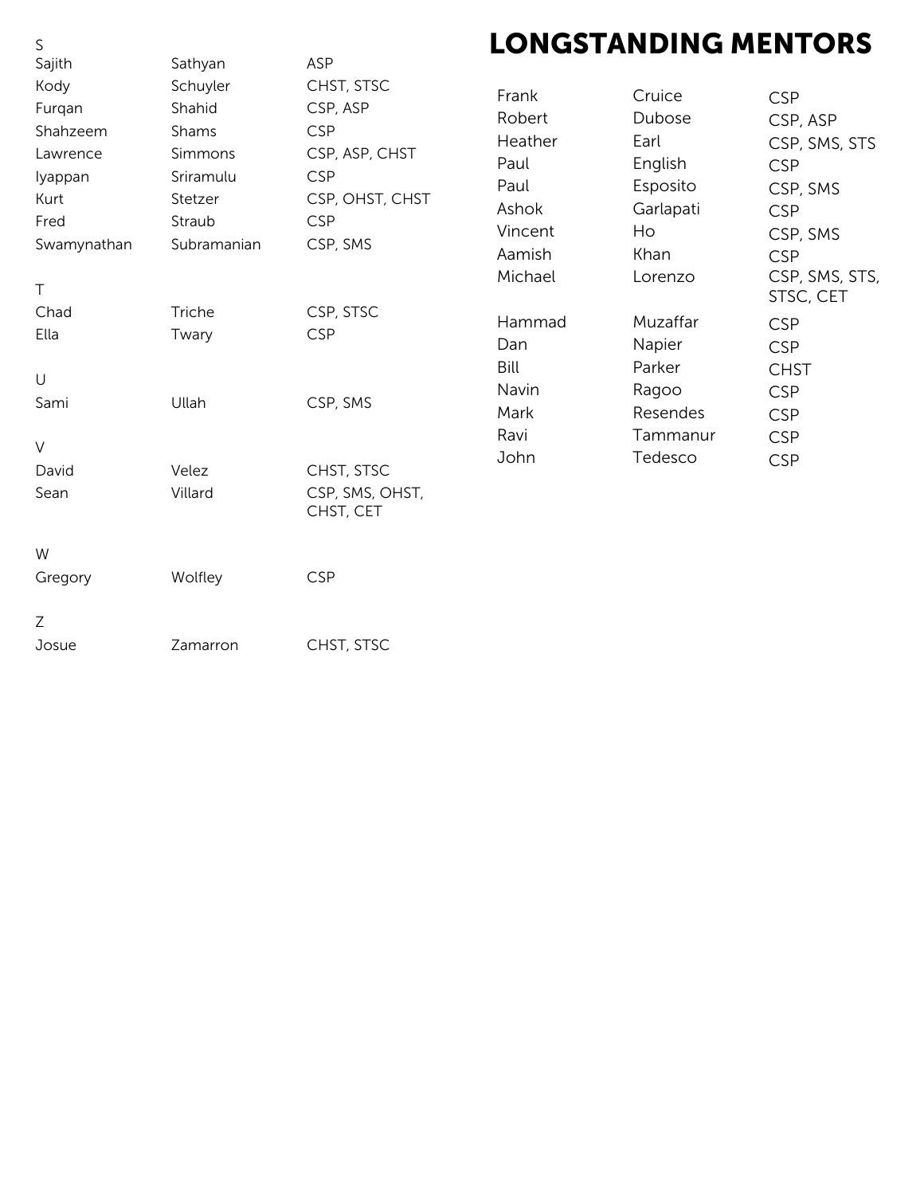S

| | | |
|---|---|---|
| Sajith | Sathyan | ASP |
| Kody | Schuyler | CHST, STSC |
| Furqan | Shahid | CSP, ASP |
| Shahzeem | Shams | CSP |
| Lawrence | Simmons | CSP, ASP, CHST |
| Iyappan | Sriramulu | CSP |
| Kurt | Stetzer | CSP, OHST, CHST |
| Fred | Straub | CSP |
| Swamynathan | Subramanian | CSP, SMS |

T

| | | |
|---|---|---|
| Chad | Triche | CSP, STSC |
| Ella | Twary | CSP |

U

| | | |
|---|---|---|
| Sami | Ullah | CSP, SMS |

V

| | | |
|---|---|---|
| David | Velez | CHST, STSC |
| Sean | Villard | CSP, SMS, OHST, CHST, CET |

W

| | | |
|---|---|---|
| Gregory | Wolfley | CSP |

Z

| | | |
|---|---|---|
| Josue | Zamarron | CHST, STSC |

# LONGSTANDING MENTORS

| | | |
|---|---|---|
| Frank | Cruice | CSP |
| Robert | Dubose | CSP, ASP |
| Heather | Earl | CSP, SMS, STS |
| Paul | English | CSP |
| Paul | Esposito | CSP, SMS |
| Ashok | Garlapati | CSP |
| Vincent | Ho | CSP, SMS |
| Aamish | Khan | CSP |
| Michael | Lorenzo | CSP, SMS, STS, STSC, CET |
| Hammad | Muzaffar | CSP |
| Dan | Napier | CSP |
| Bill | Parker | CHST |
| Navin | Ragoo | CSP |
| Mark | Resendes | CSP |
| Ravi | Tammanur | CSP |
| John | Tedesco | CSP |